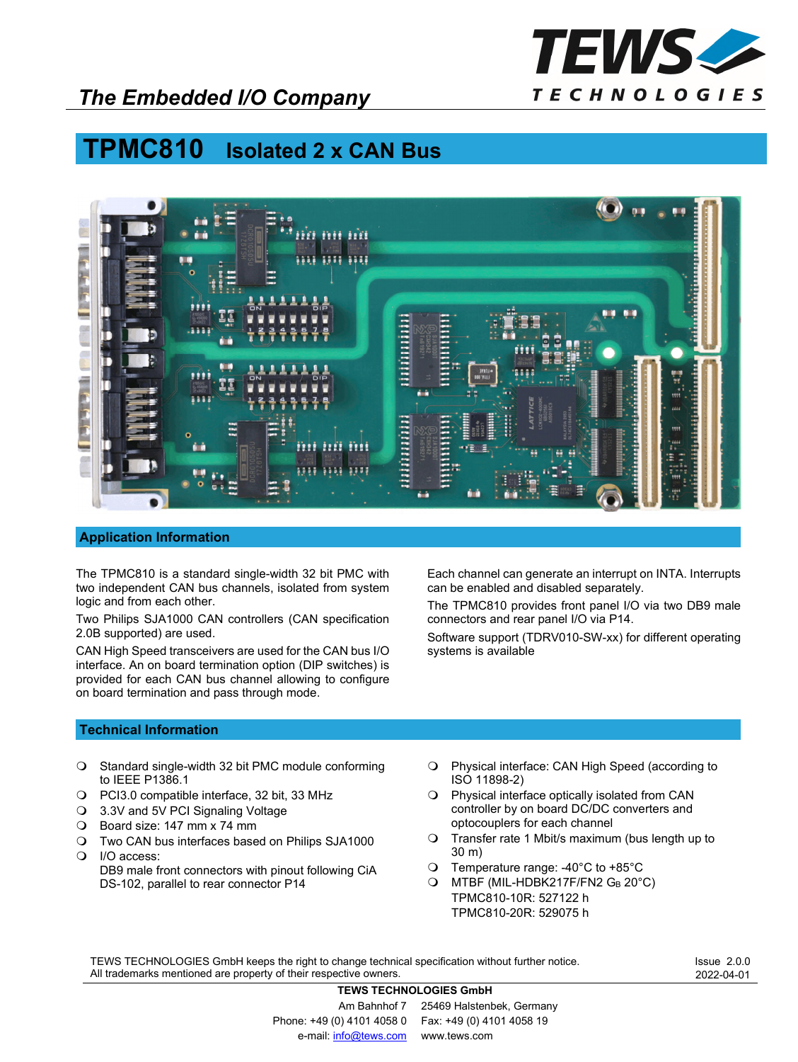*The Embedded I/O Company*

TEWS TECHNOLOGIES

# TPMC810 Isolated 2 x CAN Bus

## Application Information

The TPMC810 is a standard single-width 32 bit PMC with two independent CAN bus channels, isolated from system logic and from each other.

Two Philips SJA1000 CAN controllers (CAN specification 2.0B supported) are used.

CAN High Speed transceivers are used for the CAN bus I/O interface. An on board termination option (DIP switches) is provided for each CAN bus channel allowing to configure on board termination and pass through mode.

Each channel can generate an interrupt on INTA. Interrupts can be enabled and disabled separately.

The TPMC810 provides front panel I/O via two DB9 male connectors and rear panel I/O via P14.

Software support (TDRV010-SW-xx) for different operating systems is available

## Technical Information

- Standard single-width 32 bit PMC module conforming to IEEE P1386.1
- PCI3.0 compatible interface, 32 bit, 33 MHz
- 3.3V and 5V PCI Signaling Voltage
- Board size: 147 mm x 74 mm
- Two CAN bus interfaces based on Philips SJA1000
- I/O access:
  DB9 male front connectors with pinout following CiA DS-102, parallel to rear connector P14
- Physical interface: CAN High Speed (according to ISO 11898-2)
- Physical interface optically isolated from CAN controller by on board DC/DC converters and optocouplers for each channel
- Transfer rate 1 Mbit/s maximum (bus length up to 30 m)
- Temperature range: -40°C to +85°C
- MTBF (MIL-HDBK217F/FN2 $G_B$ 20°C)
  TPMC810-10R: 527122 h
  TPMC810-20R: 529075 h

TEWS TECHNOLOGIES GmbH keeps the right to change technical specification without further notice.
All trademarks mentioned are property of their respective owners.

Issue 2.0.0
2022-04-01

**TEWS TECHNOLOGIES GmbH**

Am Bahnhof 7 25469 Halstenbek, Germany
Phone: +49 (0) 4101 4058 0 Fax: +49 (0) 4101 4058 19
e-mail: info@tews.com www.tews.com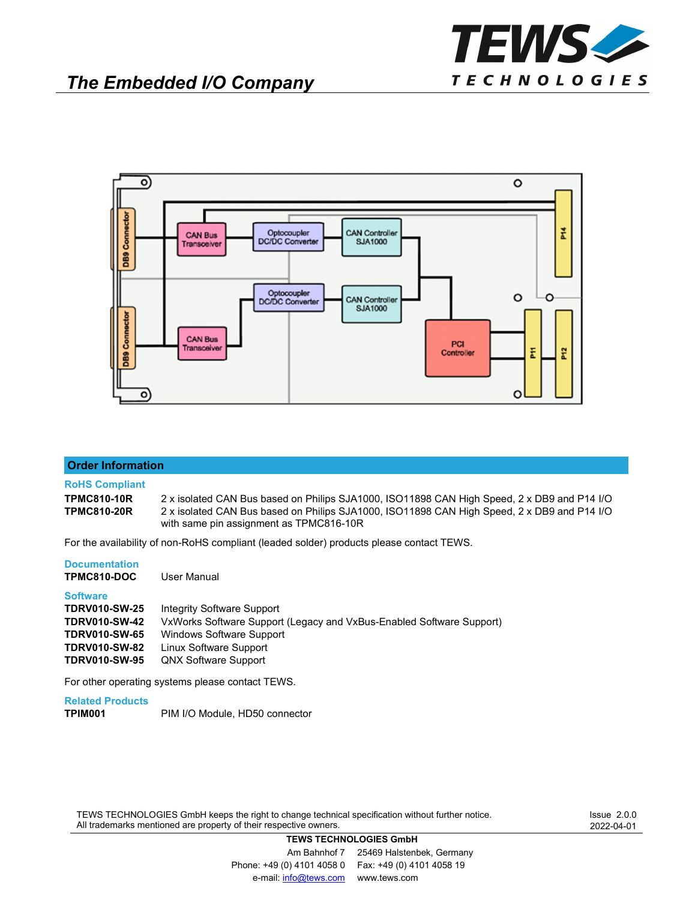CAN Bus Transceiver

Optocoupler DC/DC Converter

CAN Controller SJA1000

DB9 Connector

DB9 Connector

P14

CAN Bus Transceiver

Optocoupler DC/DC Converter

CAN Controller SJA1000

PCI Controller

P11

P12

## Order Information

### RoHS Compliant

| | |
|---|---|
| **TPMC810-10R** | 2 x isolated CAN Bus based on Philips SJA1000, ISO11898 CAN High Speed, 2 x DB9 and P14 I/O |
| **TPMC810-20R** | 2 x isolated CAN Bus based on Philips SJA1000, ISO11898 CAN High Speed, 2 x DB9 and P14 I/O with same pin assignment as TPMC816-10R |

For the availability of non-RoHS compliant (leaded solder) products please contact TEWS.

### Documentation

| | |
|---|---|
| **TPMC810-DOC** | User Manual |

### Software

| | |
|---|---|
| **TDRV010-SW-25** | Integrity Software Support |
| **TDRV010-SW-42** | VxWorks Software Support (Legacy and VxBus-Enabled Software Support) |
| **TDRV010-SW-65** | Windows Software Support |
| **TDRV010-SW-82** | Linux Software Support |
| **TDRV010-SW-95** | QNX Software Support |

For other operating systems please contact TEWS.

### Related Products

| | |
|---|---|
| **TPIM001** | PIM I/O Module, HD50 connector |

TEWS TECHNOLOGIES GmbH keeps the right to change technical specification without further notice.
All trademarks mentioned are property of their respective owners.

Issue 2.0.0
2022-04-01

**TEWS TECHNOLOGIES GmbH**

Am Bahnhof 7 25469 Halstenbek, Germany
Phone: +49 (0) 4101 4058 0 Fax: +49 (0) 4101 4058 19
e-mail: info@tews.com www.tews.com